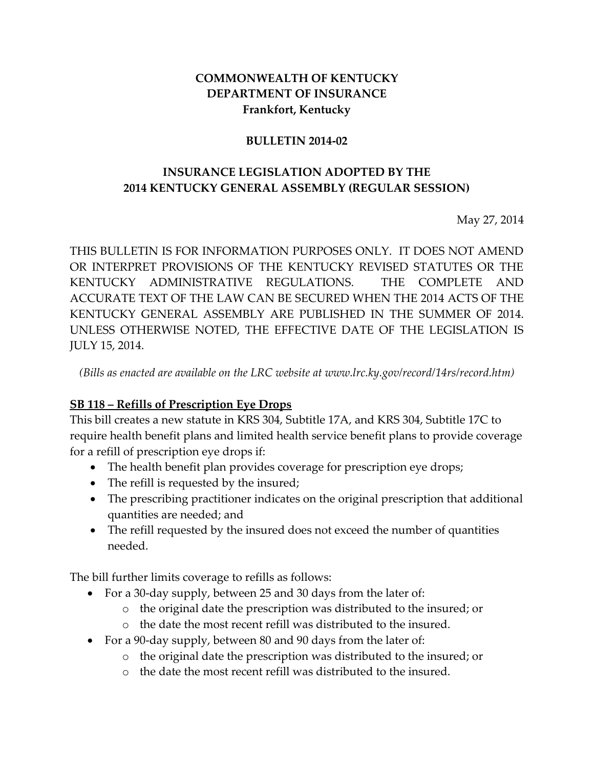**COMMONWEALTH OF KENTUCKY**
**DEPARTMENT OF INSURANCE**
**Frankfort, Kentucky**

**BULLETIN 2014-02**

**INSURANCE LEGISLATION ADOPTED BY THE 2014 KENTUCKY GENERAL ASSEMBLY (REGULAR SESSION)**

May 27, 2014

THIS BULLETIN IS FOR INFORMATION PURPOSES ONLY. IT DOES NOT AMEND OR INTERPRET PROVISIONS OF THE KENTUCKY REVISED STATUTES OR THE KENTUCKY ADMINISTRATIVE REGULATIONS. THE COMPLETE AND ACCURATE TEXT OF THE LAW CAN BE SECURED WHEN THE 2014 ACTS OF THE KENTUCKY GENERAL ASSEMBLY ARE PUBLISHED IN THE SUMMER OF 2014. UNLESS OTHERWISE NOTED, THE EFFECTIVE DATE OF THE LEGISLATION IS JULY 15, 2014.

*(Bills as enacted are available on the LRC website at www.lrc.ky.gov/record/14rs/record.htm)*

**SB 118 – Refills of Prescription Eye Drops**

This bill creates a new statute in KRS 304, Subtitle 17A, and KRS 304, Subtitle 17C to require health benefit plans and limited health service benefit plans to provide coverage for a refill of prescription eye drops if:

- The health benefit plan provides coverage for prescription eye drops;
- The refill is requested by the insured;
- The prescribing practitioner indicates on the original prescription that additional quantities are needed; and
- The refill requested by the insured does not exceed the number of quantities needed.

The bill further limits coverage to refills as follows:

- For a 30-day supply, between 25 and 30 days from the later of:
  - the original date the prescription was distributed to the insured; or
  - the date the most recent refill was distributed to the insured.
- For a 90-day supply, between 80 and 90 days from the later of:
  - the original date the prescription was distributed to the insured; or
  - the date the most recent refill was distributed to the insured.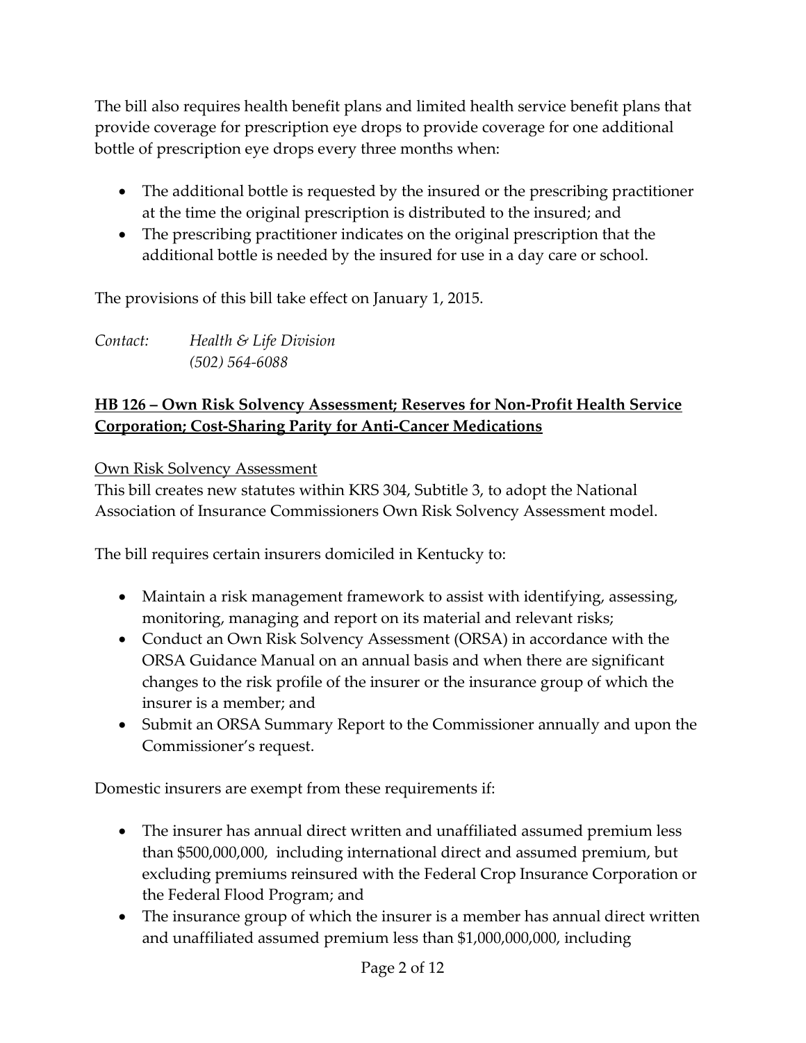The bill also requires health benefit plans and limited health service benefit plans that provide coverage for prescription eye drops to provide coverage for one additional bottle of prescription eye drops every three months when:

- The additional bottle is requested by the insured or the prescribing practitioner at the time the original prescription is distributed to the insured; and
- The prescribing practitioner indicates on the original prescription that the additional bottle is needed by the insured for use in a day care or school.

The provisions of this bill take effect on January 1, 2015.

*Contact:* *Health & Life Division*
*(502) 564-6088*

**HB 126 – Own Risk Solvency Assessment; Reserves for Non-Profit Health Service Corporation; Cost-Sharing Parity for Anti-Cancer Medications**

Own Risk Solvency Assessment

This bill creates new statutes within KRS 304, Subtitle 3, to adopt the National Association of Insurance Commissioners Own Risk Solvency Assessment model.

The bill requires certain insurers domiciled in Kentucky to:

- Maintain a risk management framework to assist with identifying, assessing, monitoring, managing and report on its material and relevant risks;
- Conduct an Own Risk Solvency Assessment (ORSA) in accordance with the ORSA Guidance Manual on an annual basis and when there are significant changes to the risk profile of the insurer or the insurance group of which the insurer is a member; and
- Submit an ORSA Summary Report to the Commissioner annually and upon the Commissioner's request.

Domestic insurers are exempt from these requirements if:

- The insurer has annual direct written and unaffiliated assumed premium less than $500,000,000, including international direct and assumed premium, but excluding premiums reinsured with the Federal Crop Insurance Corporation or the Federal Flood Program; and
- The insurance group of which the insurer is a member has annual direct written and unaffiliated assumed premium less than $1,000,000,000, including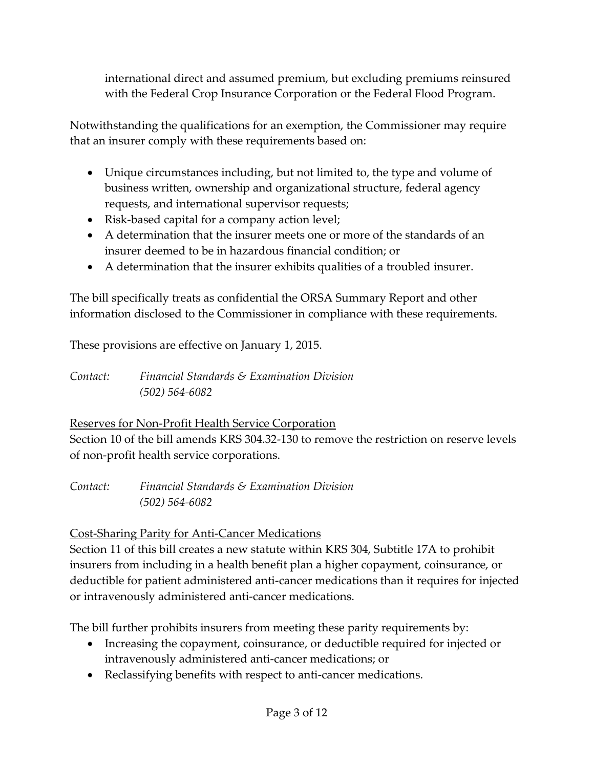international direct and assumed premium, but excluding premiums reinsured with the Federal Crop Insurance Corporation or the Federal Flood Program.

Notwithstanding the qualifications for an exemption, the Commissioner may require that an insurer comply with these requirements based on:

- Unique circumstances including, but not limited to, the type and volume of business written, ownership and organizational structure, federal agency requests, and international supervisor requests;
- Risk-based capital for a company action level;
- A determination that the insurer meets one or more of the standards of an insurer deemed to be in hazardous financial condition; or
- A determination that the insurer exhibits qualities of a troubled insurer.

The bill specifically treats as confidential the ORSA Summary Report and other information disclosed to the Commissioner in compliance with these requirements.

These provisions are effective on January 1, 2015.

*Contact:* *Financial Standards & Examination Division*
*(502) 564-6082*

<u>Reserves for Non-Profit Health Service Corporation</u>

Section 10 of the bill amends KRS 304.32-130 to remove the restriction on reserve levels of non-profit health service corporations.

*Contact:* *Financial Standards & Examination Division*
*(502) 564-6082*

<u>Cost-Sharing Parity for Anti-Cancer Medications</u>

Section 11 of this bill creates a new statute within KRS 304, Subtitle 17A to prohibit insurers from including in a health benefit plan a higher copayment, coinsurance, or deductible for patient administered anti-cancer medications than it requires for injected or intravenously administered anti-cancer medications.

The bill further prohibits insurers from meeting these parity requirements by:

- Increasing the copayment, coinsurance, or deductible required for injected or intravenously administered anti-cancer medications; or
- Reclassifying benefits with respect to anti-cancer medications.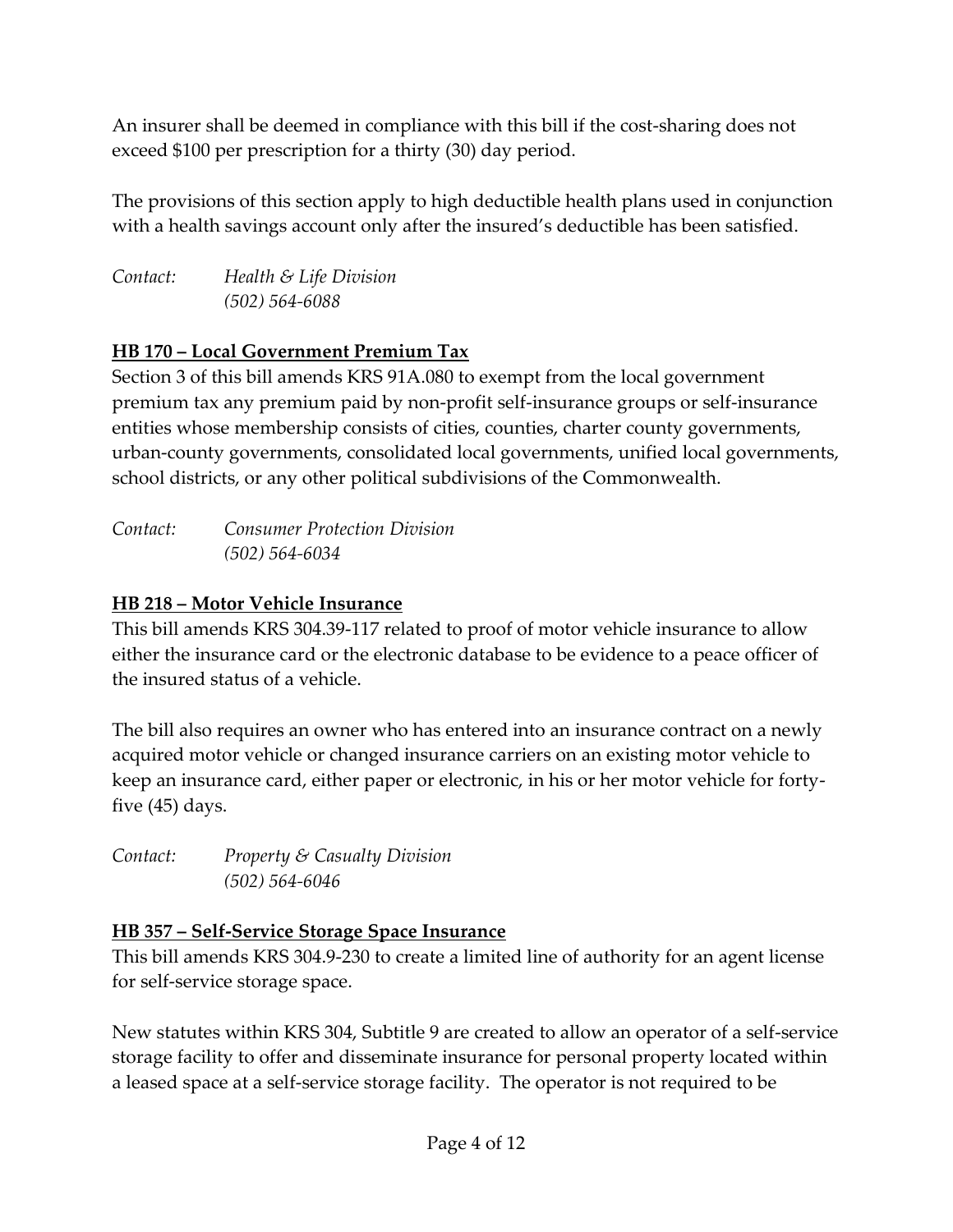An insurer shall be deemed in compliance with this bill if the cost-sharing does not exceed $100 per prescription for a thirty (30) day period.

The provisions of this section apply to high deductible health plans used in conjunction with a health savings account only after the insured's deductible has been satisfied.

*Contact:* *Health & Life Division*
*(502) 564-6088*

**HB 170 – Local Government Premium Tax**

Section 3 of this bill amends KRS 91A.080 to exempt from the local government premium tax any premium paid by non-profit self-insurance groups or self-insurance entities whose membership consists of cities, counties, charter county governments, urban-county governments, consolidated local governments, unified local governments, school districts, or any other political subdivisions of the Commonwealth.

*Contact:* *Consumer Protection Division*
*(502) 564-6034*

**HB 218 – Motor Vehicle Insurance**

This bill amends KRS 304.39-117 related to proof of motor vehicle insurance to allow either the insurance card or the electronic database to be evidence to a peace officer of the insured status of a vehicle.

The bill also requires an owner who has entered into an insurance contract on a newly acquired motor vehicle or changed insurance carriers on an existing motor vehicle to keep an insurance card, either paper or electronic, in his or her motor vehicle for forty-five (45) days.

*Contact:* *Property & Casualty Division*
*(502) 564-6046*

**HB 357 – Self-Service Storage Space Insurance**

This bill amends KRS 304.9-230 to create a limited line of authority for an agent license for self-service storage space.

New statutes within KRS 304, Subtitle 9 are created to allow an operator of a self-service storage facility to offer and disseminate insurance for personal property located within a leased space at a self-service storage facility. The operator is not required to be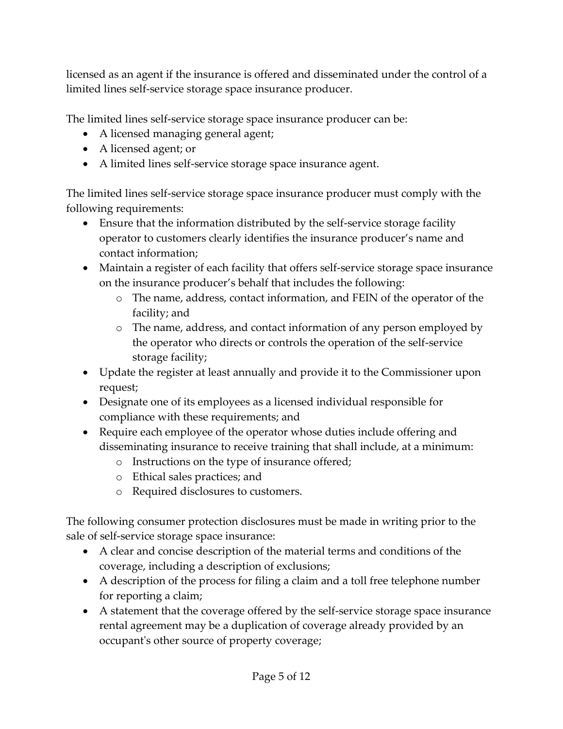licensed as an agent if the insurance is offered and disseminated under the control of a limited lines self-service storage space insurance producer.

The limited lines self-service storage space insurance producer can be:

- A licensed managing general agent;
- A licensed agent; or
- A limited lines self-service storage space insurance agent.

The limited lines self-service storage space insurance producer must comply with the following requirements:

- Ensure that the information distributed by the self-service storage facility operator to customers clearly identifies the insurance producer's name and contact information;
- Maintain a register of each facility that offers self-service storage space insurance on the insurance producer's behalf that includes the following:
  - The name, address, contact information, and FEIN of the operator of the facility; and
  - The name, address, and contact information of any person employed by the operator who directs or controls the operation of the self-service storage facility;
- Update the register at least annually and provide it to the Commissioner upon request;
- Designate one of its employees as a licensed individual responsible for compliance with these requirements; and
- Require each employee of the operator whose duties include offering and disseminating insurance to receive training that shall include, at a minimum:
  - Instructions on the type of insurance offered;
  - Ethical sales practices; and
  - Required disclosures to customers.

The following consumer protection disclosures must be made in writing prior to the sale of self-service storage space insurance:

- A clear and concise description of the material terms and conditions of the coverage, including a description of exclusions;
- A description of the process for filing a claim and a toll free telephone number for reporting a claim;
- A statement that the coverage offered by the self-service storage space insurance rental agreement may be a duplication of coverage already provided by an occupant's other source of property coverage;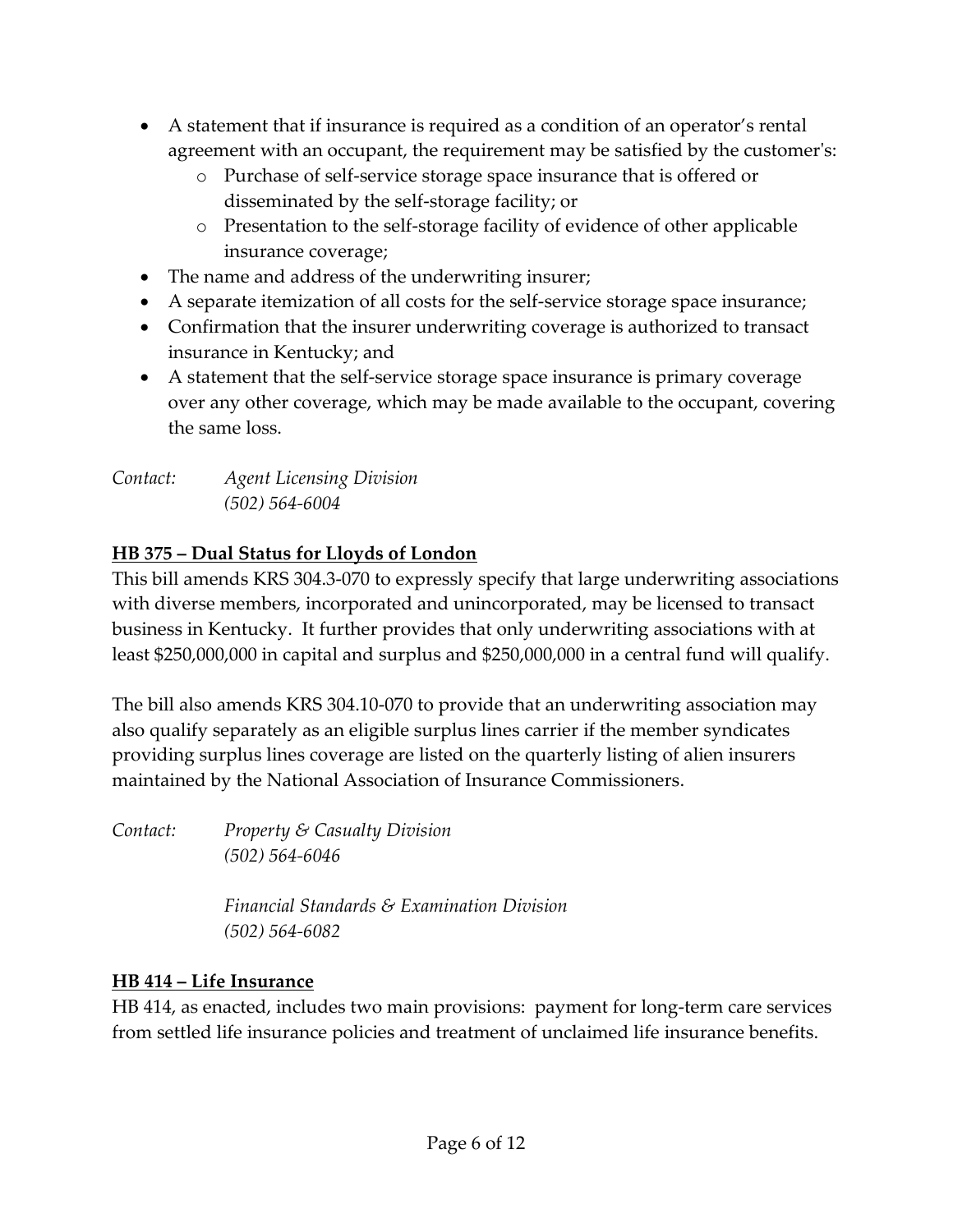- A statement that if insurance is required as a condition of an operator's rental agreement with an occupant, the requirement may be satisfied by the customer's:
  - Purchase of self-service storage space insurance that is offered or disseminated by the self-storage facility; or
  - Presentation to the self-storage facility of evidence of other applicable insurance coverage;
- The name and address of the underwriting insurer;
- A separate itemization of all costs for the self-service storage space insurance;
- Confirmation that the insurer underwriting coverage is authorized to transact insurance in Kentucky; and
- A statement that the self-service storage space insurance is primary coverage over any other coverage, which may be made available to the occupant, covering the same loss.

*Contact:* *Agent Licensing Division*
*(502) 564-6004*

**<u>HB 375 – Dual Status for Lloyds of London</u>**

This bill amends KRS 304.3-070 to expressly specify that large underwriting associations with diverse members, incorporated and unincorporated, may be licensed to transact business in Kentucky. It further provides that only underwriting associations with at least $250,000,000 in capital and surplus and $250,000,000 in a central fund will qualify.

The bill also amends KRS 304.10-070 to provide that an underwriting association may also qualify separately as an eligible surplus lines carrier if the member syndicates providing surplus lines coverage are listed on the quarterly listing of alien insurers maintained by the National Association of Insurance Commissioners.

*Contact:* *Property & Casualty Division*
*(502) 564-6046*

*Financial Standards & Examination Division*
*(502) 564-6082*

**<u>HB 414 – Life Insurance</u>**

HB 414, as enacted, includes two main provisions: payment for long-term care services from settled life insurance policies and treatment of unclaimed life insurance benefits.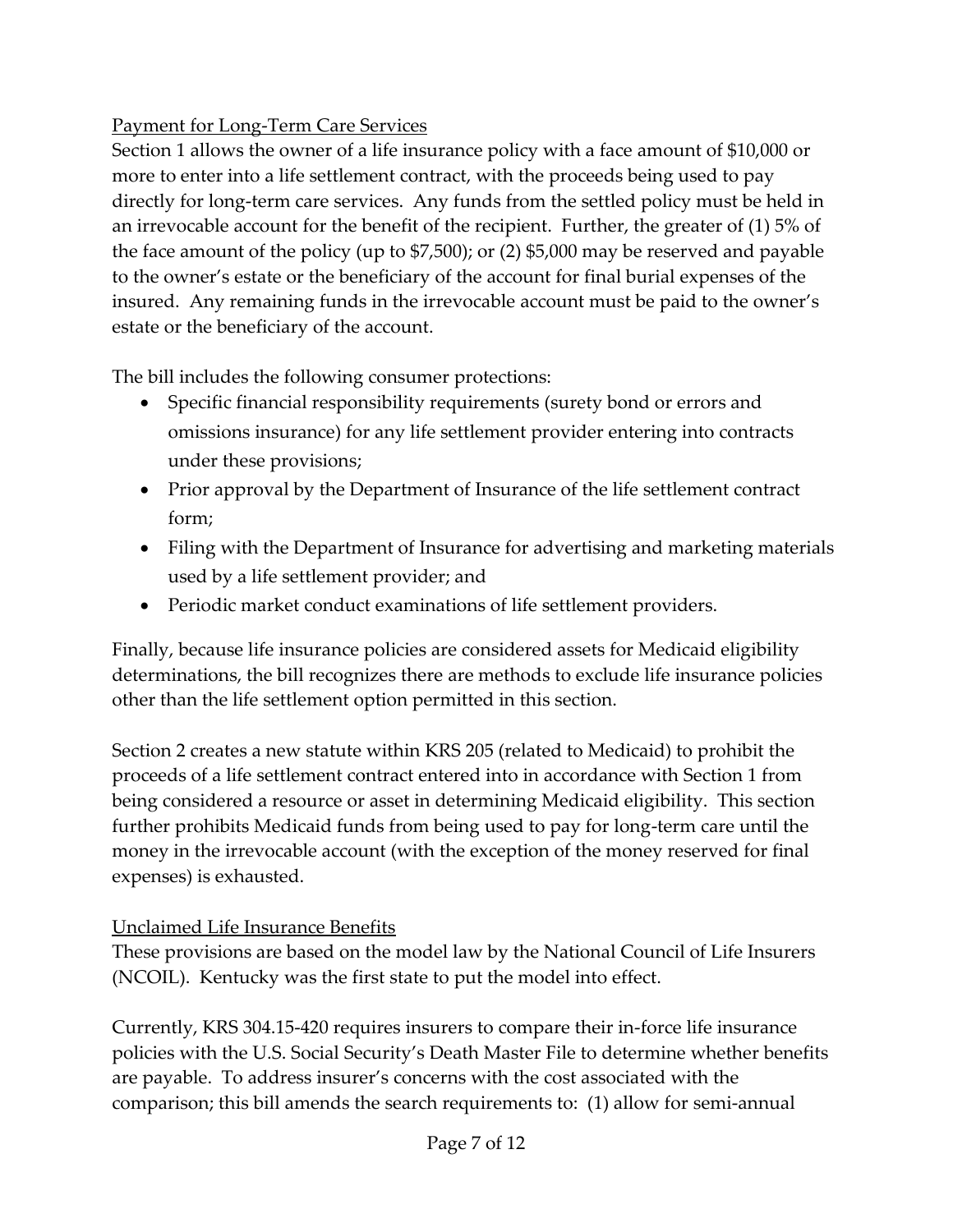Payment for Long-Term Care Services

Section 1 allows the owner of a life insurance policy with a face amount of $10,000 or more to enter into a life settlement contract, with the proceeds being used to pay directly for long-term care services. Any funds from the settled policy must be held in an irrevocable account for the benefit of the recipient. Further, the greater of (1) 5% of the face amount of the policy (up to $7,500); or (2) $5,000 may be reserved and payable to the owner's estate or the beneficiary of the account for final burial expenses of the insured. Any remaining funds in the irrevocable account must be paid to the owner's estate or the beneficiary of the account.

The bill includes the following consumer protections:

- Specific financial responsibility requirements (surety bond or errors and omissions insurance) for any life settlement provider entering into contracts under these provisions;
- Prior approval by the Department of Insurance of the life settlement contract form;
- Filing with the Department of Insurance for advertising and marketing materials used by a life settlement provider; and
- Periodic market conduct examinations of life settlement providers.

Finally, because life insurance policies are considered assets for Medicaid eligibility determinations, the bill recognizes there are methods to exclude life insurance policies other than the life settlement option permitted in this section.

Section 2 creates a new statute within KRS 205 (related to Medicaid) to prohibit the proceeds of a life settlement contract entered into in accordance with Section 1 from being considered a resource or asset in determining Medicaid eligibility. This section further prohibits Medicaid funds from being used to pay for long-term care until the money in the irrevocable account (with the exception of the money reserved for final expenses) is exhausted.

Unclaimed Life Insurance Benefits

These provisions are based on the model law by the National Council of Life Insurers (NCOIL). Kentucky was the first state to put the model into effect.

Currently, KRS 304.15-420 requires insurers to compare their in-force life insurance policies with the U.S. Social Security's Death Master File to determine whether benefits are payable. To address insurer's concerns with the cost associated with the comparison; this bill amends the search requirements to: (1) allow for semi-annual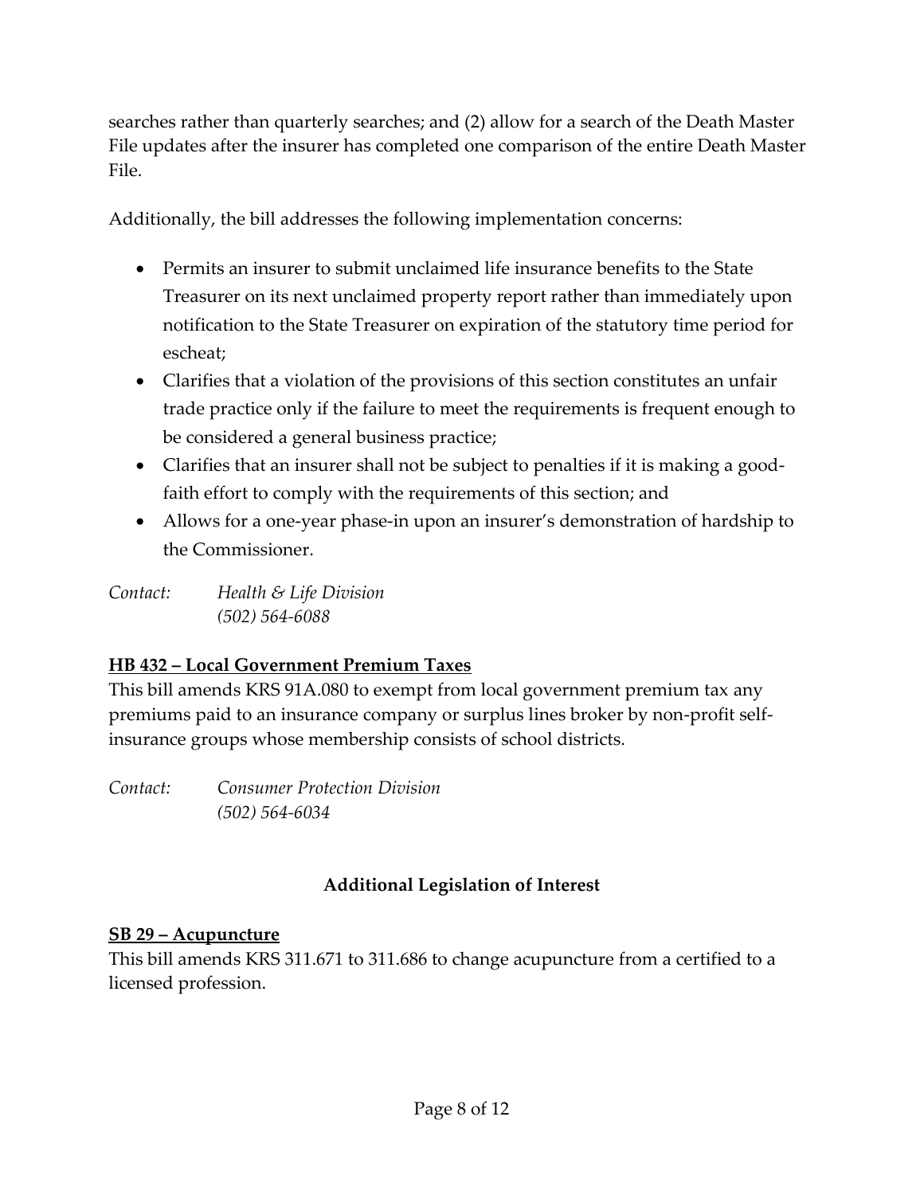searches rather than quarterly searches; and (2) allow for a search of the Death Master File updates after the insurer has completed one comparison of the entire Death Master File.

Additionally, the bill addresses the following implementation concerns:

- Permits an insurer to submit unclaimed life insurance benefits to the State Treasurer on its next unclaimed property report rather than immediately upon notification to the State Treasurer on expiration of the statutory time period for escheat;
- Clarifies that a violation of the provisions of this section constitutes an unfair trade practice only if the failure to meet the requirements is frequent enough to be considered a general business practice;
- Clarifies that an insurer shall not be subject to penalties if it is making a good-faith effort to comply with the requirements of this section; and
- Allows for a one-year phase-in upon an insurer's demonstration of hardship to the Commissioner.

*Contact: Health & Life Division*
*(502) 564-6088*

**HB 432 – Local Government Premium Taxes**

This bill amends KRS 91A.080 to exempt from local government premium tax any premiums paid to an insurance company or surplus lines broker by non-profit self-insurance groups whose membership consists of school districts.

*Contact: Consumer Protection Division*
*(502) 564-6034*

## Additional Legislation of Interest

**SB 29 – Acupuncture**

This bill amends KRS 311.671 to 311.686 to change acupuncture from a certified to a licensed profession.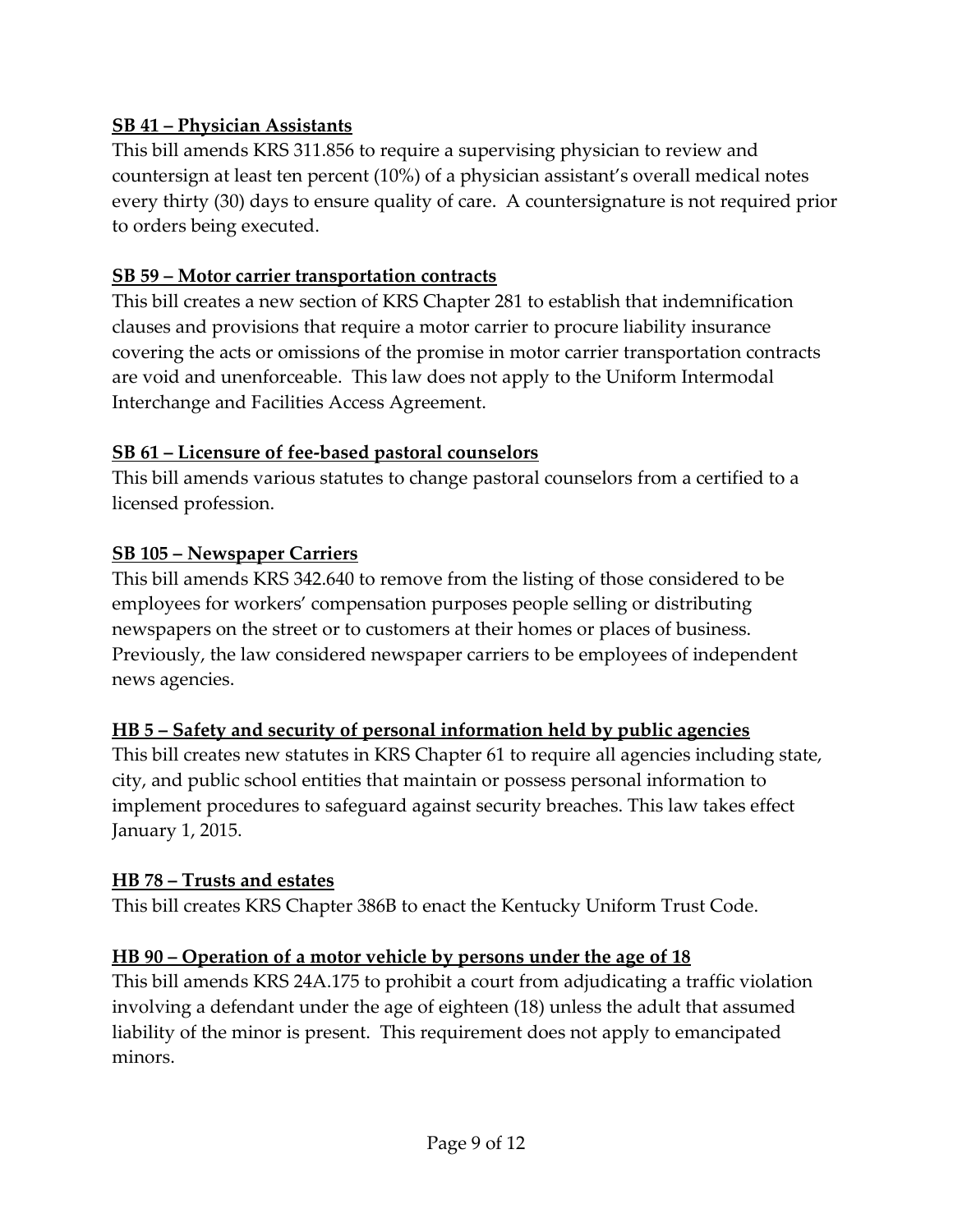**SB 41 – Physician Assistants**

This bill amends KRS 311.856 to require a supervising physician to review and countersign at least ten percent (10%) of a physician assistant's overall medical notes every thirty (30) days to ensure quality of care. A countersignature is not required prior to orders being executed.

**SB 59 – Motor carrier transportation contracts**

This bill creates a new section of KRS Chapter 281 to establish that indemnification clauses and provisions that require a motor carrier to procure liability insurance covering the acts or omissions of the promise in motor carrier transportation contracts are void and unenforceable. This law does not apply to the Uniform Intermodal Interchange and Facilities Access Agreement.

**SB 61 – Licensure of fee-based pastoral counselors**

This bill amends various statutes to change pastoral counselors from a certified to a licensed profession.

**SB 105 – Newspaper Carriers**

This bill amends KRS 342.640 to remove from the listing of those considered to be employees for workers' compensation purposes people selling or distributing newspapers on the street or to customers at their homes or places of business. Previously, the law considered newspaper carriers to be employees of independent news agencies.

**HB 5 – Safety and security of personal information held by public agencies**

This bill creates new statutes in KRS Chapter 61 to require all agencies including state, city, and public school entities that maintain or possess personal information to implement procedures to safeguard against security breaches. This law takes effect January 1, 2015.

**HB 78 – Trusts and estates**

This bill creates KRS Chapter 386B to enact the Kentucky Uniform Trust Code.

**HB 90 – Operation of a motor vehicle by persons under the age of 18**

This bill amends KRS 24A.175 to prohibit a court from adjudicating a traffic violation involving a defendant under the age of eighteen (18) unless the adult that assumed liability of the minor is present. This requirement does not apply to emancipated minors.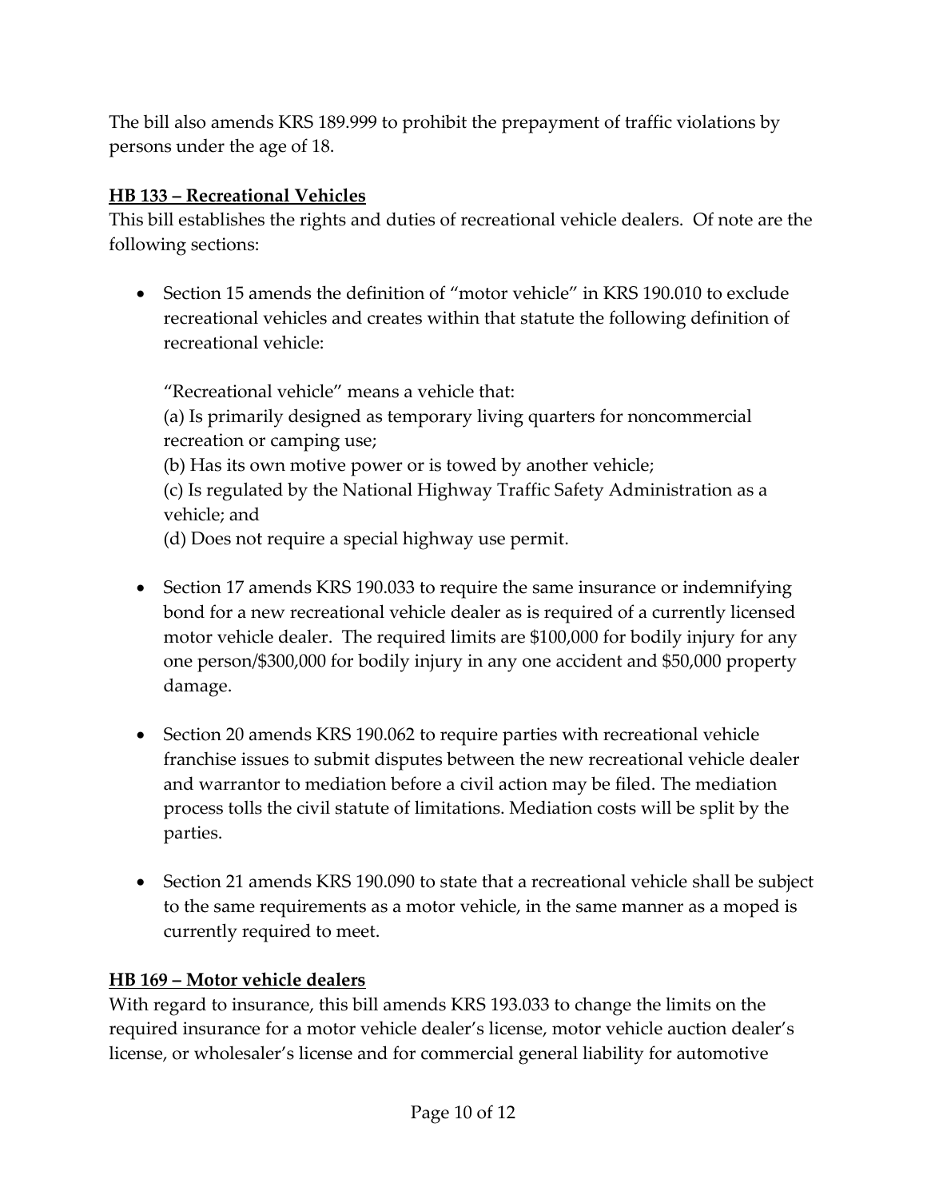The bill also amends KRS 189.999 to prohibit the prepayment of traffic violations by persons under the age of 18.

**<u>HB 133 – Recreational Vehicles</u>**

This bill establishes the rights and duties of recreational vehicle dealers. Of note are the following sections:

- Section 15 amends the definition of "motor vehicle" in KRS 190.010 to exclude recreational vehicles and creates within that statute the following definition of recreational vehicle:

  "Recreational vehicle" means a vehicle that:
  (a) Is primarily designed as temporary living quarters for noncommercial recreation or camping use;
  (b) Has its own motive power or is towed by another vehicle;
  (c) Is regulated by the National Highway Traffic Safety Administration as a vehicle; and
  (d) Does not require a special highway use permit.

- Section 17 amends KRS 190.033 to require the same insurance or indemnifying bond for a new recreational vehicle dealer as is required of a currently licensed motor vehicle dealer. The required limits are $100,000 for bodily injury for any one person/$300,000 for bodily injury in any one accident and $50,000 property damage.

- Section 20 amends KRS 190.062 to require parties with recreational vehicle franchise issues to submit disputes between the new recreational vehicle dealer and warrantor to mediation before a civil action may be filed. The mediation process tolls the civil statute of limitations. Mediation costs will be split by the parties.

- Section 21 amends KRS 190.090 to state that a recreational vehicle shall be subject to the same requirements as a motor vehicle, in the same manner as a moped is currently required to meet.

**<u>HB 169 – Motor vehicle dealers</u>**

With regard to insurance, this bill amends KRS 193.033 to change the limits on the required insurance for a motor vehicle dealer's license, motor vehicle auction dealer's license, or wholesaler's license and for commercial general liability for automotive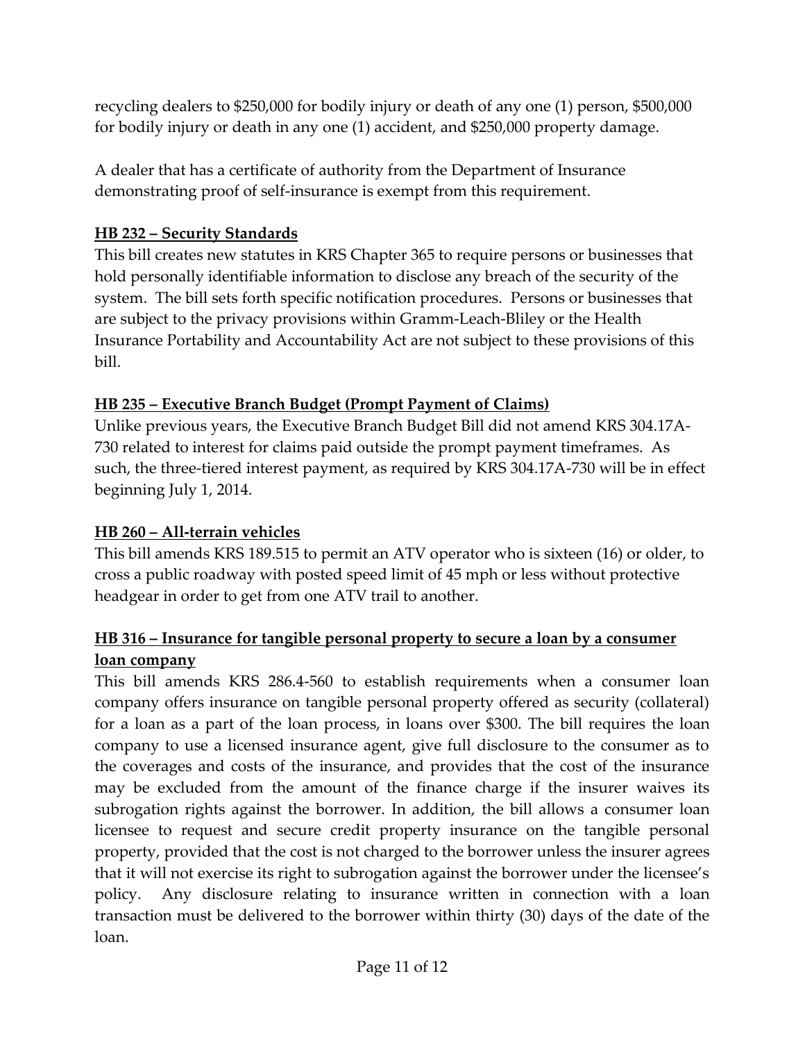recycling dealers to $250,000 for bodily injury or death of any one (1) person, $500,000 for bodily injury or death in any one (1) accident, and $250,000 property damage.

A dealer that has a certificate of authority from the Department of Insurance demonstrating proof of self-insurance is exempt from this requirement.

**HB 232 – Security Standards**

This bill creates new statutes in KRS Chapter 365 to require persons or businesses that hold personally identifiable information to disclose any breach of the security of the system. The bill sets forth specific notification procedures. Persons or businesses that are subject to the privacy provisions within Gramm-Leach-Bliley or the Health Insurance Portability and Accountability Act are not subject to these provisions of this bill.

**HB 235 – Executive Branch Budget (Prompt Payment of Claims)**

Unlike previous years, the Executive Branch Budget Bill did not amend KRS 304.17A-730 related to interest for claims paid outside the prompt payment timeframes. As such, the three-tiered interest payment, as required by KRS 304.17A-730 will be in effect beginning July 1, 2014.

**HB 260 – All-terrain vehicles**

This bill amends KRS 189.515 to permit an ATV operator who is sixteen (16) or older, to cross a public roadway with posted speed limit of 45 mph or less without protective headgear in order to get from one ATV trail to another.

**HB 316 – Insurance for tangible personal property to secure a loan by a consumer loan company**

This bill amends KRS 286.4-560 to establish requirements when a consumer loan company offers insurance on tangible personal property offered as security (collateral) for a loan as a part of the loan process, in loans over $300. The bill requires the loan company to use a licensed insurance agent, give full disclosure to the consumer as to the coverages and costs of the insurance, and provides that the cost of the insurance may be excluded from the amount of the finance charge if the insurer waives its subrogation rights against the borrower. In addition, the bill allows a consumer loan licensee to request and secure credit property insurance on the tangible personal property, provided that the cost is not charged to the borrower unless the insurer agrees that it will not exercise its right to subrogation against the borrower under the licensee's policy. Any disclosure relating to insurance written in connection with a loan transaction must be delivered to the borrower within thirty (30) days of the date of the loan.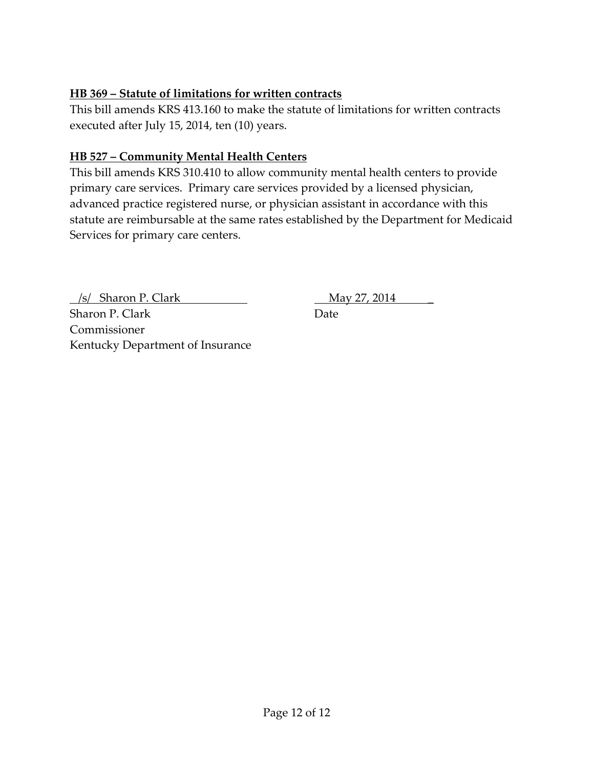**HB 369 – Statute of limitations for written contracts**

This bill amends KRS 413.160 to make the statute of limitations for written contracts executed after July 15, 2014, ten (10) years.

**HB 527 – Community Mental Health Centers**

This bill amends KRS 310.410 to allow community mental health centers to provide primary care services. Primary care services provided by a licensed physician, advanced practice registered nurse, or physician assistant in accordance with this statute are reimbursable at the same rates established by the Department for Medicaid Services for primary care centers.

/s/ Sharon P. Clark

Sharon P. Clark
Commissioner
Kentucky Department of Insurance

May 27, 2014
Date